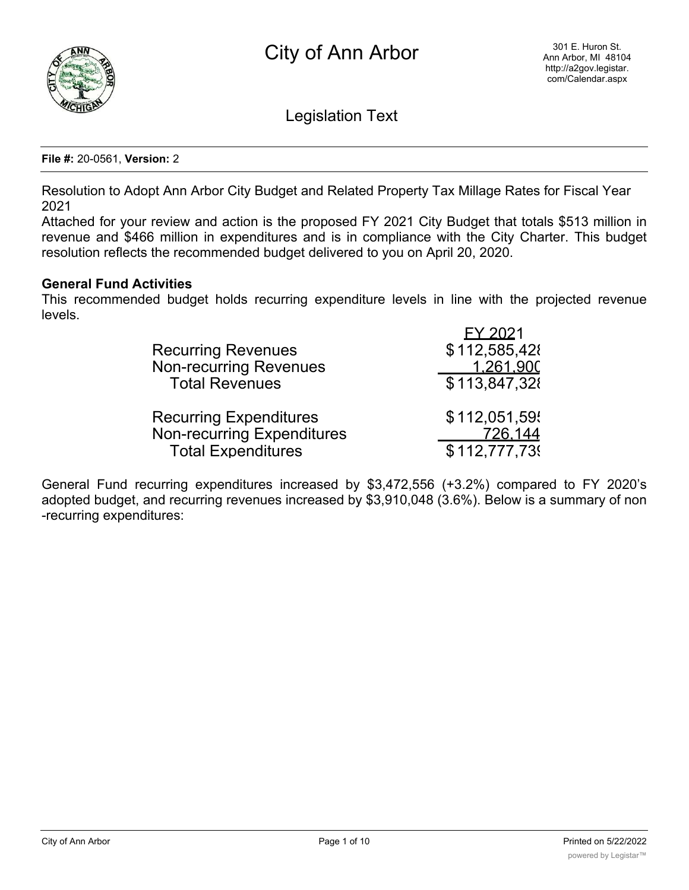# City of Ann Arbor

301 E. Huron St.
Ann Arbor, MI 48104
http://a2gov.legistar.com/Calendar.aspx

## Legislation Text

**File #:** 20-0561, **Version:** 2

Resolution to Adopt Ann Arbor City Budget and Related Property Tax Millage Rates for Fiscal Year 2021

Attached for your review and action is the proposed FY 2021 City Budget that totals $513 million in revenue and $466 million in expenditures and is in compliance with the City Charter. This budget resolution reflects the recommended budget delivered to you on April 20, 2020.

**General Fund Activities**

This recommended budget holds recurring expenditure levels in line with the projected revenue levels.

| | FY 2021 |
|---|---|
| Recurring Revenues | $ 112,585,428 |
| Non-recurring Revenues | 1,261,900 |
| Total Revenues | $ 113,847,328 |
| | |
| Recurring Expenditures | $ 112,051,595 |
| Non-recurring Expenditures | 726,144 |
| Total Expenditures | $ 112,777,739 |

General Fund recurring expenditures increased by $3,472,556 (+3.2%) compared to FY 2020's adopted budget, and recurring revenues increased by $3,910,048 (3.6%). Below is a summary of non-recurring expenditures: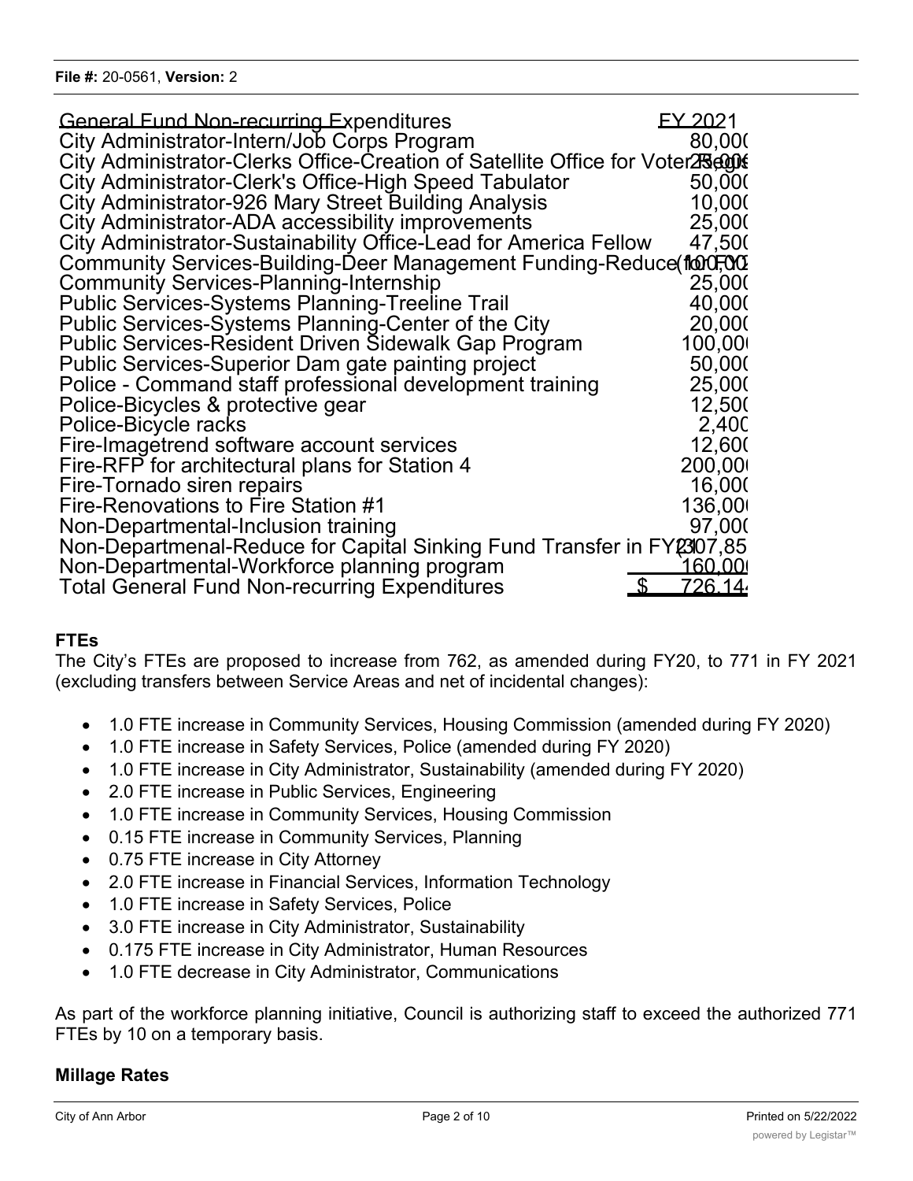File #: 20-0561, Version: 2

| General Fund Non-recurring Expenditures | FY 2021 |
|---|---|
| City Administrator-Intern/Job Corps Program | 80,00( |
| City Administrator-Clerks Office-Creation of Satellite Office for Voter Registr | 25,00( |
| City Administrator-Clerk's Office-High Speed Tabulator | 50,00( |
| City Administrator-926 Mary Street Building Analysis | 10,00( |
| City Administrator-ADA accessibility improvements | 25,00( |
| City Administrator-Sustainability Office-Lead for America Fellow | 47,50( |
| Community Services-Building-Deer Management Funding-Reduce(for FY2 | (100,00 |
| Community Services-Planning-Internship | 25,00( |
| Public Services-Systems Planning-Treeline Trail | 40,00( |
| Public Services-Systems Planning-Center of the City | 20,00( |
| Public Services-Resident Driven Sidewalk Gap Program | 100,00 |
| Public Services-Superior Dam gate painting project | 50,00( |
| Police - Command staff professional development training | 25,00( |
| Police-Bicycles & protective gear | 12,50( |
| Police-Bicycle racks | 2,40( |
| Fire-Imagetrend software account services | 12,60( |
| Fire-RFP for architectural plans for Station 4 | 200,00 |
| Fire-Tornado siren repairs | 16,00( |
| Fire-Renovations to Fire Station #1 | 136,00 |
| Non-Departmental-Inclusion training | 97,00( |
| Non-Departmenal-Reduce for Capital Sinking Fund Transfer in FY21 | (307,85 |
| Non-Departmental-Workforce planning program | 160,00 |
| Total General Fund Non-recurring Expenditures | $ 726,14 |

**FTEs**

The City's FTEs are proposed to increase from 762, as amended during FY20, to 771 in FY 2021 (excluding transfers between Service Areas and net of incidental changes):

- 1.0 FTE increase in Community Services, Housing Commission (amended during FY 2020)
- 1.0 FTE increase in Safety Services, Police (amended during FY 2020)
- 1.0 FTE increase in City Administrator, Sustainability (amended during FY 2020)
- 2.0 FTE increase in Public Services, Engineering
- 1.0 FTE increase in Community Services, Housing Commission
- 0.15 FTE increase in Community Services, Planning
- 0.75 FTE increase in City Attorney
- 2.0 FTE increase in Financial Services, Information Technology
- 1.0 FTE increase in Safety Services, Police
- 3.0 FTE increase in City Administrator, Sustainability
- 0.175 FTE increase in City Administrator, Human Resources
- 1.0 FTE decrease in City Administrator, Communications

As part of the workforce planning initiative, Council is authorizing staff to exceed the authorized 771 FTEs by 10 on a temporary basis.

**Millage Rates**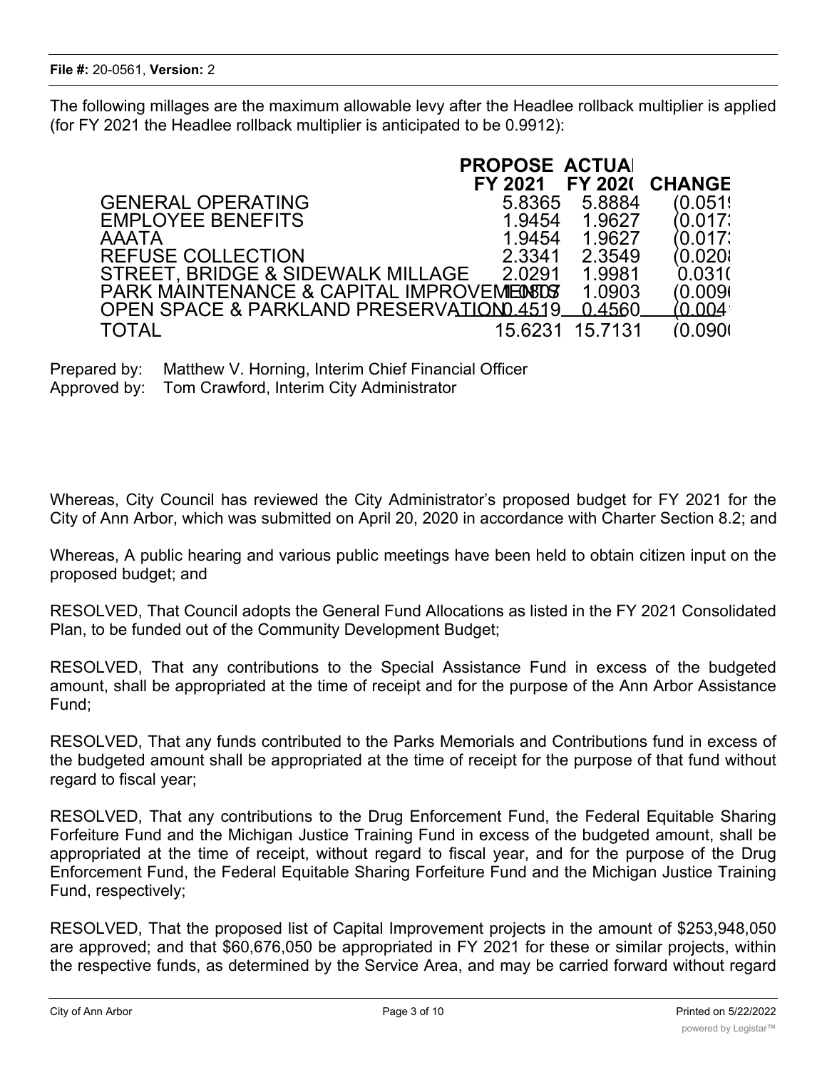**File #:** 20-0561, **Version:** 2

The following millages are the maximum allowable levy after the Headlee rollback multiplier is applied (for FY 2021 the Headlee rollback multiplier is anticipated to be 0.9912):

| | PROPOSE FY 2021 | ACTUAL FY 2020 | CHANGE |
|---|---|---|---|
| GENERAL OPERATING | 5.8365 | 5.8884 | (0.0519 |
| EMPLOYEE BENEFITS | 1.9454 | 1.9627 | (0.0173 |
| AAATA | 1.9454 | 1.9627 | (0.0173 |
| REFUSE COLLECTION | 2.3341 | 2.3549 | (0.0208 |
| STREET, BRIDGE & SIDEWALK MILLAGE | 2.0291 | 1.9981 | 0.0310 |
| PARK MAINTENANCE & CAPITAL IMPROVEMENTS | 1.0807 | 1.0903 | (0.0096 |
| OPEN SPACE & PARKLAND PRESERVATION | 0.4519 | 0.4560 | (0.0041 |
| TOTAL | 15.6231 | 15.7131 | (0.0900 |

Prepared by: Matthew V. Horning, Interim Chief Financial Officer
Approved by: Tom Crawford, Interim City Administrator

Whereas, City Council has reviewed the City Administrator's proposed budget for FY 2021 for the City of Ann Arbor, which was submitted on April 20, 2020 in accordance with Charter Section 8.2; and

Whereas, A public hearing and various public meetings have been held to obtain citizen input on the proposed budget; and

RESOLVED, That Council adopts the General Fund Allocations as listed in the FY 2021 Consolidated Plan, to be funded out of the Community Development Budget;

RESOLVED, That any contributions to the Special Assistance Fund in excess of the budgeted amount, shall be appropriated at the time of receipt and for the purpose of the Ann Arbor Assistance Fund;

RESOLVED, That any funds contributed to the Parks Memorials and Contributions fund in excess of the budgeted amount shall be appropriated at the time of receipt for the purpose of that fund without regard to fiscal year;

RESOLVED, That any contributions to the Drug Enforcement Fund, the Federal Equitable Sharing Forfeiture Fund and the Michigan Justice Training Fund in excess of the budgeted amount, shall be appropriated at the time of receipt, without regard to fiscal year, and for the purpose of the Drug Enforcement Fund, the Federal Equitable Sharing Forfeiture Fund and the Michigan Justice Training Fund, respectively;

RESOLVED, That the proposed list of Capital Improvement projects in the amount of $253,948,050 are approved; and that $60,676,050 be appropriated in FY 2021 for these or similar projects, within the respective funds, as determined by the Service Area, and may be carried forward without regard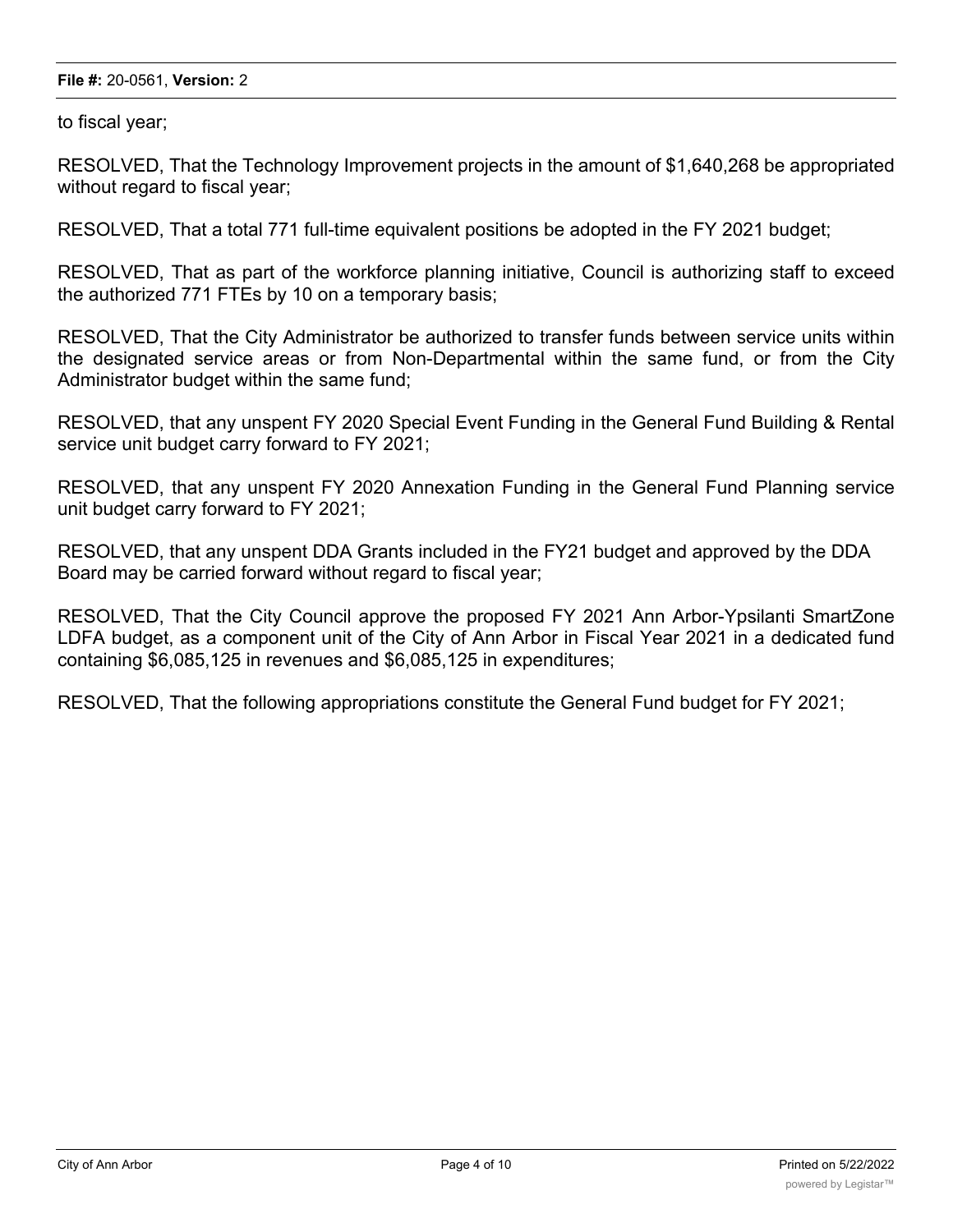to fiscal year;

RESOLVED, That the Technology Improvement projects in the amount of $1,640,268 be appropriated without regard to fiscal year;

RESOLVED, That a total 771 full-time equivalent positions be adopted in the FY 2021 budget;

RESOLVED, That as part of the workforce planning initiative, Council is authorizing staff to exceed the authorized 771 FTEs by 10 on a temporary basis;

RESOLVED, That the City Administrator be authorized to transfer funds between service units within the designated service areas or from Non-Departmental within the same fund, or from the City Administrator budget within the same fund;

RESOLVED, that any unspent FY 2020 Special Event Funding in the General Fund Building & Rental service unit budget carry forward to FY 2021;

RESOLVED, that any unspent FY 2020 Annexation Funding in the General Fund Planning service unit budget carry forward to FY 2021;

RESOLVED, that any unspent DDA Grants included in the FY21 budget and approved by the DDA Board may be carried forward without regard to fiscal year;

RESOLVED, That the City Council approve the proposed FY 2021 Ann Arbor-Ypsilanti SmartZone LDFA budget, as a component unit of the City of Ann Arbor in Fiscal Year 2021 in a dedicated fund containing $6,085,125 in revenues and $6,085,125 in expenditures;

RESOLVED, That the following appropriations constitute the General Fund budget for FY 2021;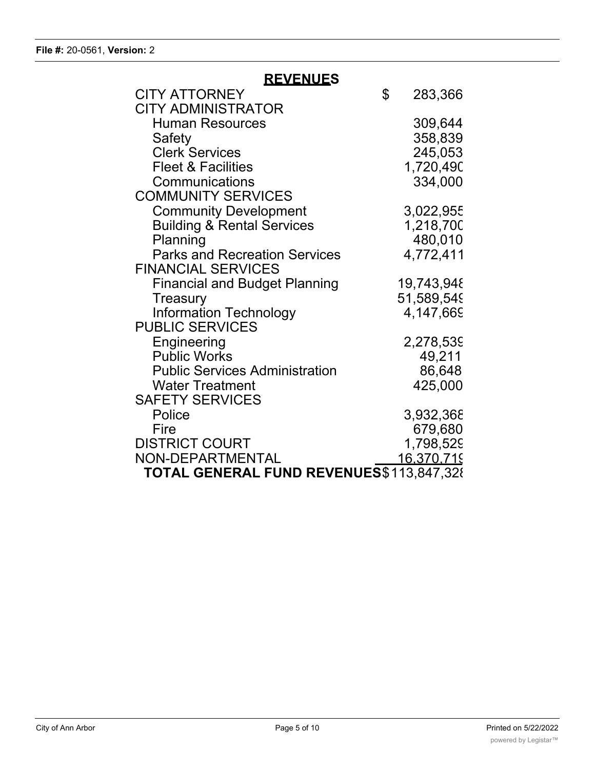## REVENUES

| | |
|---|---|
| CITY ATTORNEY | $ 283,366 |
| CITY ADMINISTRATOR | |
| Human Resources | 309,644 |
| Safety | 358,839 |
| Clerk Services | 245,053 |
| Fleet & Facilities | 1,720,490 |
| Communications | 334,000 |
| COMMUNITY SERVICES | |
| Community Development | 3,022,955 |
| Building & Rental Services | 1,218,700 |
| Planning | 480,010 |
| Parks and Recreation Services | 4,772,411 |
| FINANCIAL SERVICES | |
| Financial and Budget Planning | 19,743,948 |
| Treasury | 51,589,549 |
| Information Technology | 4,147,669 |
| PUBLIC SERVICES | |
| Engineering | 2,278,539 |
| Public Works | 49,211 |
| Public Services Administration | 86,648 |
| Water Treatment | 425,000 |
| SAFETY SERVICES | |
| Police | 3,932,368 |
| Fire | 679,680 |
| DISTRICT COURT | 1,798,529 |
| NON-DEPARTMENTAL | 16,370,719 |
| **TOTAL GENERAL FUND REVENUES** | $113,847,328 |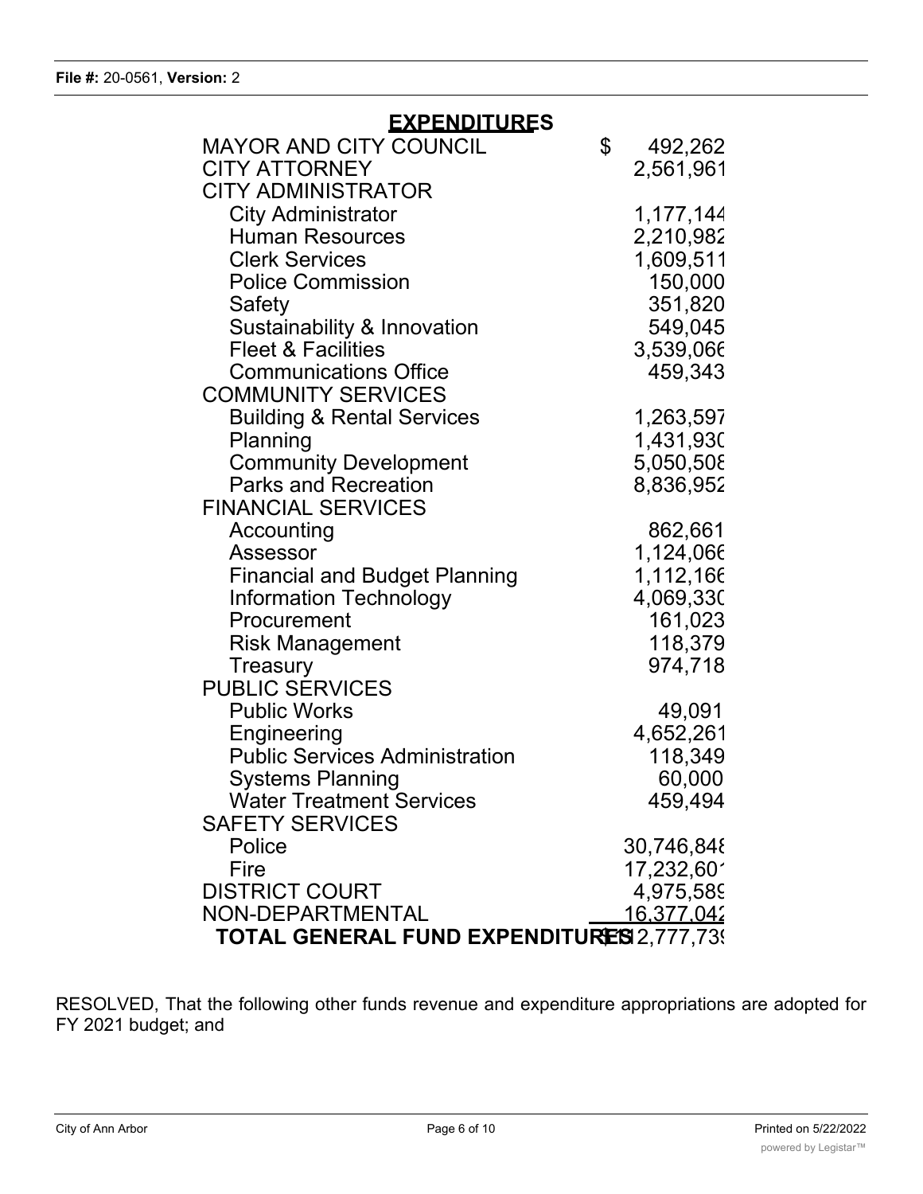**File #:** 20-0561, **Version:** 2

## EXPENDITURES

| | |
|---|---|
| MAYOR AND CITY COUNCIL | $ 492,262 |
| CITY ATTORNEY | 2,561,961 |
| CITY ADMINISTRATOR | |
| City Administrator | 1,177,144 |
| Human Resources | 2,210,982 |
| Clerk Services | 1,609,511 |
| Police Commission | 150,000 |
| Safety | 351,820 |
| Sustainability & Innovation | 549,045 |
| Fleet & Facilities | 3,539,066 |
| Communications Office | 459,343 |
| COMMUNITY SERVICES | |
| Building & Rental Services | 1,263,597 |
| Planning | 1,431,930 |
| Community Development | 5,050,508 |
| Parks and Recreation | 8,836,952 |
| FINANCIAL SERVICES | |
| Accounting | 862,661 |
| Assessor | 1,124,066 |
| Financial and Budget Planning | 1,112,166 |
| Information Technology | 4,069,330 |
| Procurement | 161,023 |
| Risk Management | 118,379 |
| Treasury | 974,718 |
| PUBLIC SERVICES | |
| Public Works | 49,091 |
| Engineering | 4,652,261 |
| Public Services Administration | 118,349 |
| Systems Planning | 60,000 |
| Water Treatment Services | 459,494 |
| SAFETY SERVICES | |
| Police | 30,746,848 |
| Fire | 17,232,601 |
| DISTRICT COURT | 4,975,589 |
| NON-DEPARTMENTAL | 16,377,042 |
| **TOTAL GENERAL FUND EXPENDITURES** | **$112,777,739** |

RESOLVED, That the following other funds revenue and expenditure appropriations are adopted for FY 2021 budget; and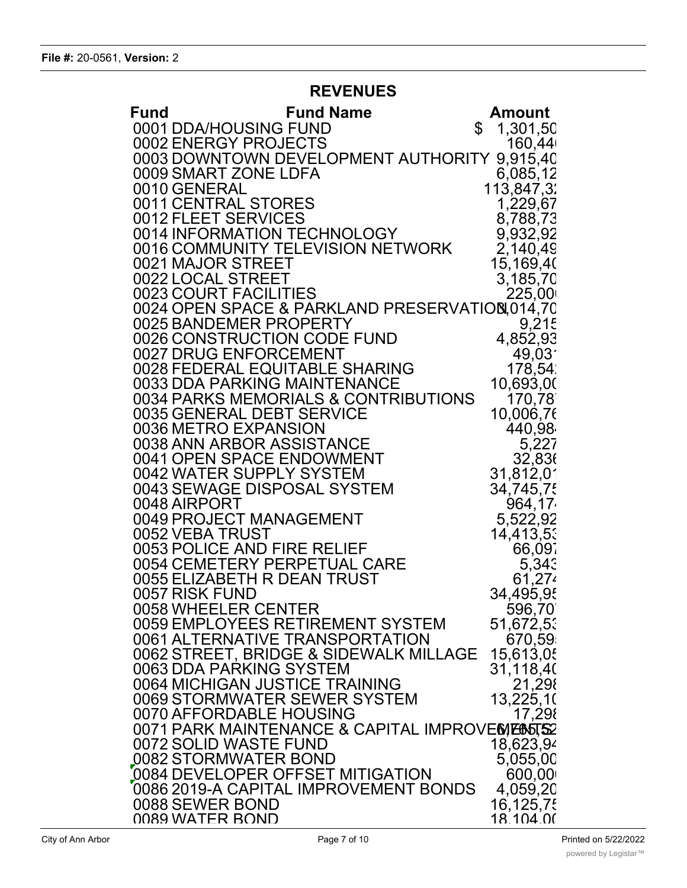File #: 20-0561, Version: 2

## REVENUES

| Fund | Fund Name | Amount |
| --- | --- | --- |
| 0001 | DDA/HOUSING FUND | $ 1,301,50 |
| 0002 | ENERGY PROJECTS | 160,44 |
| 0003 | DOWNTOWN DEVELOPMENT AUTHORITY | 9,915,40 |
| 0009 | SMART ZONE LDFA | 6,085,12 |
| 0010 | GENERAL | 113,847,3 |
| 0011 | CENTRAL STORES | 1,229,67 |
| 0012 | FLEET SERVICES | 8,788,73 |
| 0014 | INFORMATION TECHNOLOGY | 9,932,92 |
| 0016 | COMMUNITY TELEVISION NETWORK | 2,140,49 |
| 0021 | MAJOR STREET | 15,169,40 |
| 0022 | LOCAL STREET | 3,185,70 |
| 0023 | COURT FACILITIES | 225,00 |
| 0024 | OPEN SPACE & PARKLAND PRESERVATION | 3,014,70 |
| 0025 | BANDEMER PROPERTY | 9,215 |
| 0026 | CONSTRUCTION CODE FUND | 4,852,93 |
| 0027 | DRUG ENFORCEMENT | 49,03 |
| 0028 | FEDERAL EQUITABLE SHARING | 178,54 |
| 0033 | DDA PARKING MAINTENANCE | 10,693,00 |
| 0034 | PARKS MEMORIALS & CONTRIBUTIONS | 170,78 |
| 0035 | GENERAL DEBT SERVICE | 10,006,76 |
| 0036 | METRO EXPANSION | 440,98 |
| 0038 | ANN ARBOR ASSISTANCE | 5,227 |
| 0041 | OPEN SPACE ENDOWMENT | 32,836 |
| 0042 | WATER SUPPLY SYSTEM | 31,812,01 |
| 0043 | SEWAGE DISPOSAL SYSTEM | 34,745,75 |
| 0048 | AIRPORT | 964,17 |
| 0049 | PROJECT MANAGEMENT | 5,522,92 |
| 0052 | VEBA TRUST | 14,413,53 |
| 0053 | POLICE AND FIRE RELIEF | 66,097 |
| 0054 | CEMETERY PERPETUAL CARE | 5,343 |
| 0055 | ELIZABETH R DEAN TRUST | 61,274 |
| 0057 | RISK FUND | 34,495,95 |
| 0058 | WHEELER CENTER | 596,70 |
| 0059 | EMPLOYEES RETIREMENT SYSTEM | 51,672,53 |
| 0061 | ALTERNATIVE TRANSPORTATION | 670,59 |
| 0062 | STREET, BRIDGE & SIDEWALK MILLAGE | 15,613,05 |
| 0063 | DDA PARKING SYSTEM | 31,118,40 |
| 0064 | MICHIGAN JUSTICE TRAINING | 21,298 |
| 0069 | STORMWATER SEWER SYSTEM | 13,225,10 |
| 0070 | AFFORDABLE HOUSING | 17,298 |
| 0071 | PARK MAINTENANCE & CAPITAL IMPROVEMENTS | 6,765,52 |
| 0072 | SOLID WASTE FUND | 18,623,94 |
| 0082 | STORMWATER BOND | 5,055,00 |
| 0084 | DEVELOPER OFFSET MITIGATION | 600,00 |
| 0086 | 2019-A CAPITAL IMPROVEMENT BONDS | 4,059,20 |
| 0088 | SEWER BOND | 16,125,75 |
| 0089 | WATER BOND | 18,104,00 |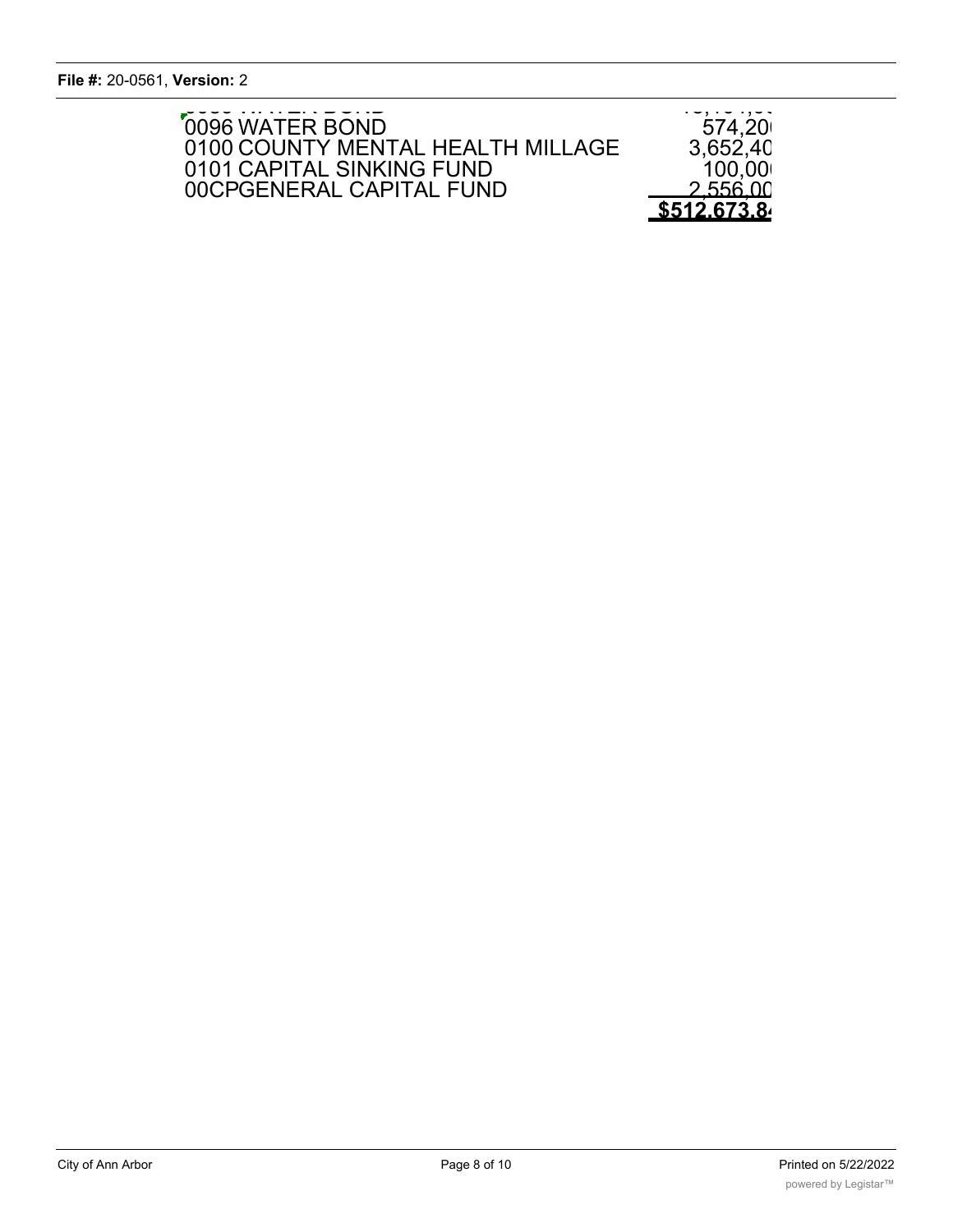| Fund | Amount |
|---|---|
| 0096 WATER BOND | 574,20 |
| 0100 COUNTY MENTAL HEALTH MILLAGE | 3,652,40 |
| 0101 CAPITAL SINKING FUND | 100,00 |
| 00CPGENERAL CAPITAL FUND | 2,556,00 |
| | **$512,673,8** |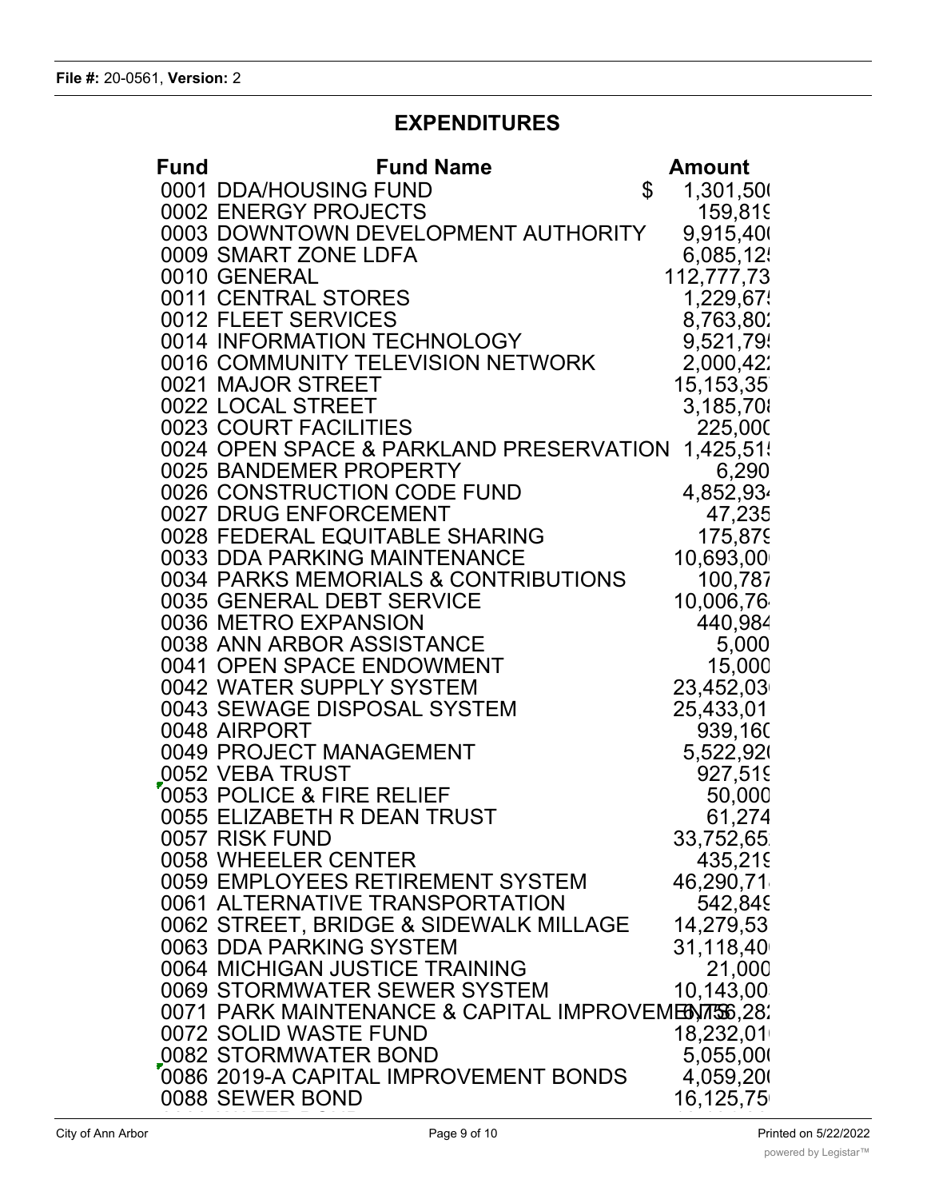**File #:** 20-0561, **Version:** 2

## EXPENDITURES

| Fund | Fund Name | Amount |
|---|---|---|
| 0001 | DDA/HOUSING FUND | $ 1,301,50( |
| 0002 | ENERGY PROJECTS | 159,819 |
| 0003 | DOWNTOWN DEVELOPMENT AUTHORITY | 9,915,40( |
| 0009 | SMART ZONE LDFA | 6,085,12 |
| 0010 | GENERAL | 112,777,73 |
| 0011 | CENTRAL STORES | 1,229,67 |
| 0012 | FLEET SERVICES | 8,763,80 |
| 0014 | INFORMATION TECHNOLOGY | 9,521,79 |
| 0016 | COMMUNITY TELEVISION NETWORK | 2,000,42 |
| 0021 | MAJOR STREET | 15,153,35 |
| 0022 | LOCAL STREET | 3,185,70 |
| 0023 | COURT FACILITIES | 225,00( |
| 0024 | OPEN SPACE & PARKLAND PRESERVATION | 1,425,51 |
| 0025 | BANDEMER PROPERTY | 6,290 |
| 0026 | CONSTRUCTION CODE FUND | 4,852,93 |
| 0027 | DRUG ENFORCEMENT | 47,235 |
| 0028 | FEDERAL EQUITABLE SHARING | 175,879 |
| 0033 | DDA PARKING MAINTENANCE | 10,693,00 |
| 0034 | PARKS MEMORIALS & CONTRIBUTIONS | 100,787 |
| 0035 | GENERAL DEBT SERVICE | 10,006,76 |
| 0036 | METRO EXPANSION | 440,984 |
| 0038 | ANN ARBOR ASSISTANCE | 5,000 |
| 0041 | OPEN SPACE ENDOWMENT | 15,000 |
| 0042 | WATER SUPPLY SYSTEM | 23,452,03 |
| 0043 | SEWAGE DISPOSAL SYSTEM | 25,433,01 |
| 0048 | AIRPORT | 939,16( |
| 0049 | PROJECT MANAGEMENT | 5,522,92( |
| 0052 | VEBA TRUST | 927,519 |
| 0053 | POLICE & FIRE RELIEF | 50,000 |
| 0055 | ELIZABETH R DEAN TRUST | 61,274 |
| 0057 | RISK FUND | 33,752,65 |
| 0058 | WHEELER CENTER | 435,219 |
| 0059 | EMPLOYEES RETIREMENT SYSTEM | 46,290,71 |
| 0061 | ALTERNATIVE TRANSPORTATION | 542,849 |
| 0062 | STREET, BRIDGE & SIDEWALK MILLAGE | 14,279,53 |
| 0063 | DDA PARKING SYSTEM | 31,118,40 |
| 0064 | MICHIGAN JUSTICE TRAINING | 21,000 |
| 0069 | STORMWATER SEWER SYSTEM | 10,143,00 |
| 0071 | PARK MAINTENANCE & CAPITAL IMPROVEMENTS | 6,756,28 |
| 0072 | SOLID WASTE FUND | 18,232,01 |
| 0082 | STORMWATER BOND | 5,055,00( |
| 0086 | 2019-A CAPITAL IMPROVEMENT BONDS | 4,059,20( |
| 0088 | SEWER BOND | 16,125,75 |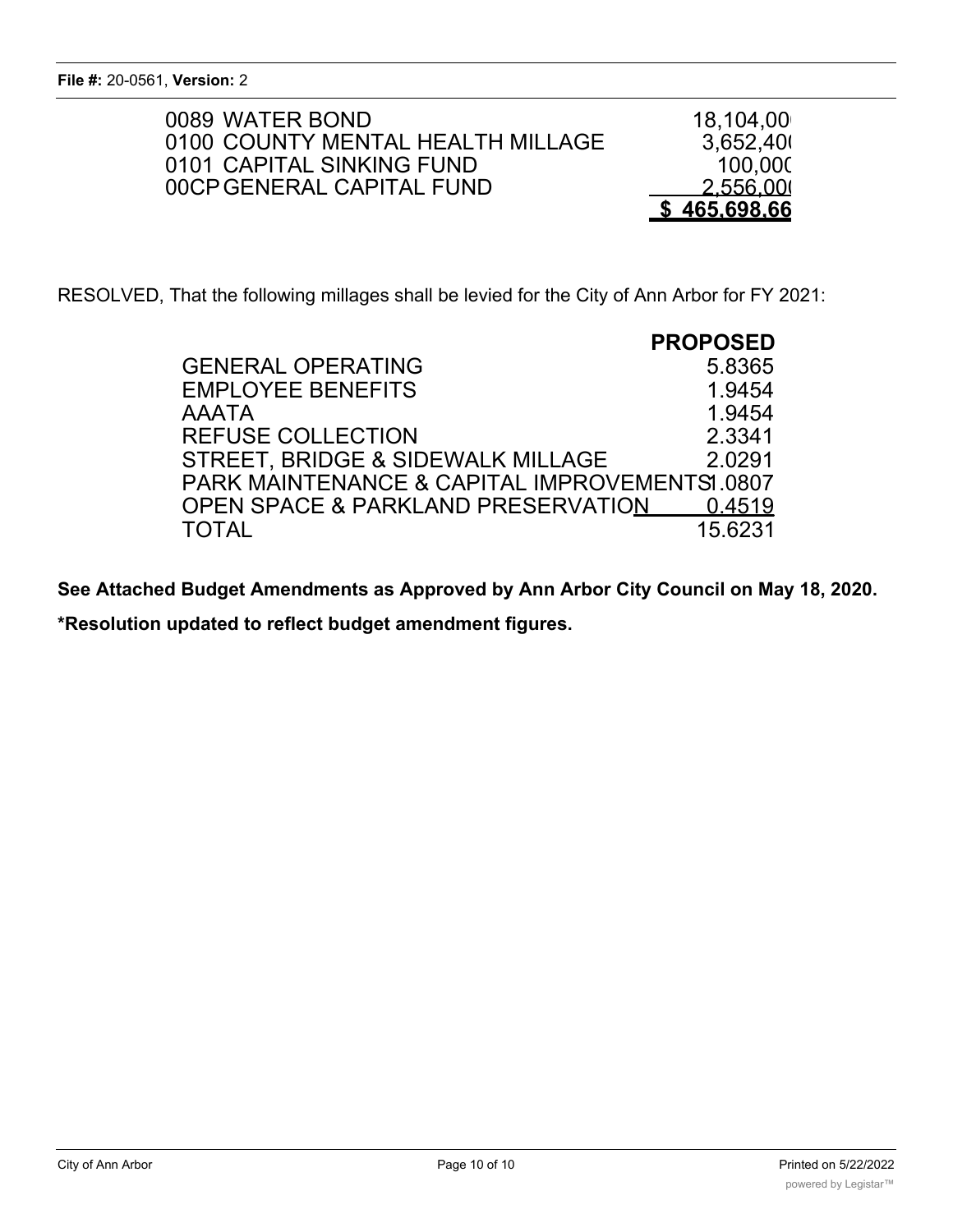| | | |
|---|---|---|
| 0089 | WATER BOND | 18,104,00 |
| 0100 | COUNTY MENTAL HEALTH MILLAGE | 3,652,40 |
| 0101 | CAPITAL SINKING FUND | 100,00 |
| 00CP | GENERAL CAPITAL FUND | 2,556,00 |
| | | **$ 465,698,66** |

RESOLVED, That the following millages shall be levied for the City of Ann Arbor for FY 2021:

| | **PROPOSED** |
|---|---|
| GENERAL OPERATING | 5.8365 |
| EMPLOYEE BENEFITS | 1.9454 |
| AAATA | 1.9454 |
| REFUSE COLLECTION | 2.3341 |
| STREET, BRIDGE & SIDEWALK MILLAGE | 2.0291 |
| PARK MAINTENANCE & CAPITAL IMPROVEMENTS | 1.0807 |
| OPEN SPACE & PARKLAND PRESERVATION | 0.4519 |
| TOTAL | 15.6231 |

**See Attached Budget Amendments as Approved by Ann Arbor City Council on May 18, 2020.**

**\*Resolution updated to reflect budget amendment figures.**